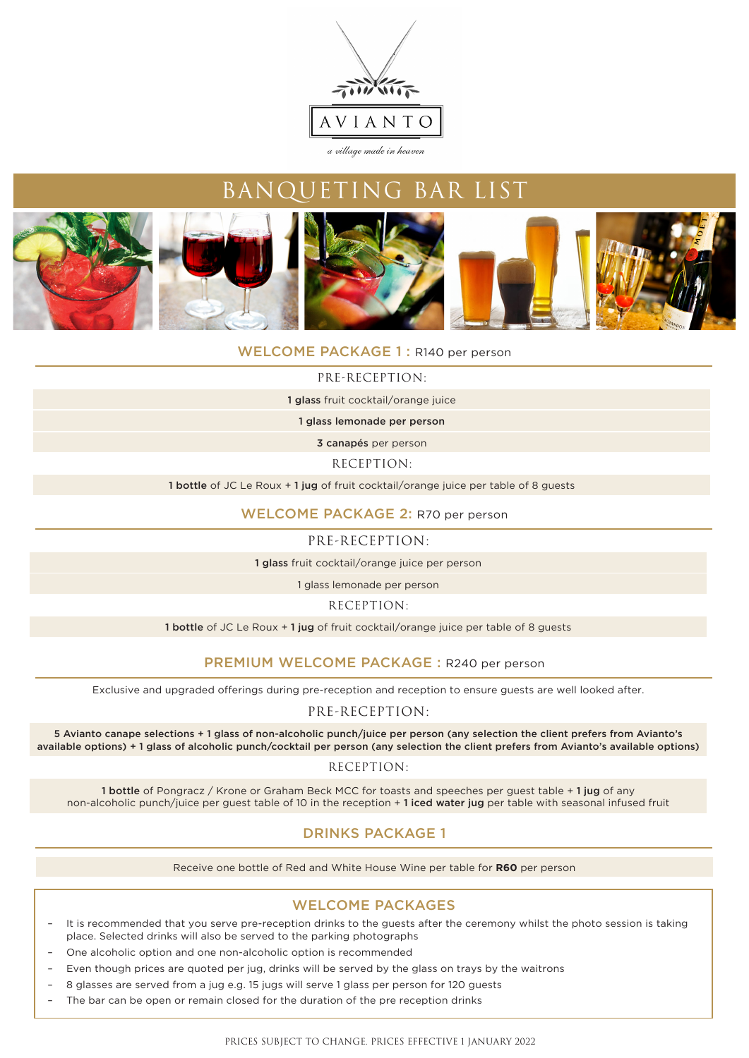AVIANTO

*a village made in heaven*

# BANQUETING BAR LIST

## WELCOME PACKAGE 1 : R140 per person

PRE-RECEPTION:

**1 glass** fruit cocktail/orange juice

**1 glass lemonade per person**

**3 canapés** per person

RECEPTION:

**1 bottle** of JC Le Roux + **1 jug** of fruit cocktail/orange juice per table of 8 guests

## WELCOME PACKAGE 2: R70 per person

PRE-RECEPTION:

**1 glass** fruit cocktail/orange juice per person

1 glass lemonade per person

RECEPTION:

**1 bottle** of JC Le Roux + **1 jug** of fruit cocktail/orange juice per table of 8 guests

## PREMIUM WELCOME PACKAGE : R240 per person

Exclusive and upgraded offerings during pre-reception and reception to ensure guests are well looked after.

PRE-RECEPTION:

**5 Avianto canape selections + 1 glass of non-alcoholic punch/juice per person (any selection the client prefers from Avianto's available options) + 1 glass of alcoholic punch/cocktail per person (any selection the client prefers from Avianto's available options)**

RECEPTION:

**1 bottle** of Pongracz / Krone or Graham Beck MCC for toasts and speeches per guest table + **1 jug** of any non-alcoholic punch/juice per guest table of 10 in the reception + **1 iced water jug** per table with seasonal infused fruit

## DRINKS PACKAGE 1

Receive one bottle of Red and White House Wine per table for **R60** per person

## WELCOME PACKAGES

- It is recommended that you serve pre-reception drinks to the guests after the ceremony whilst the photo session is taking place. Selected drinks will also be served to the parking photographs
- One alcoholic option and one non-alcoholic option is recommended
- Even though prices are quoted per jug, drinks will be served by the glass on trays by the waitrons
- 8 glasses are served from a jug e.g. 15 jugs will serve 1 glass per person for 120 guests
- The bar can be open or remain closed for the duration of the pre reception drinks

PRICES SUBJECT TO CHANGE. PRICES EFFECTIVE 1 JANUARY 2022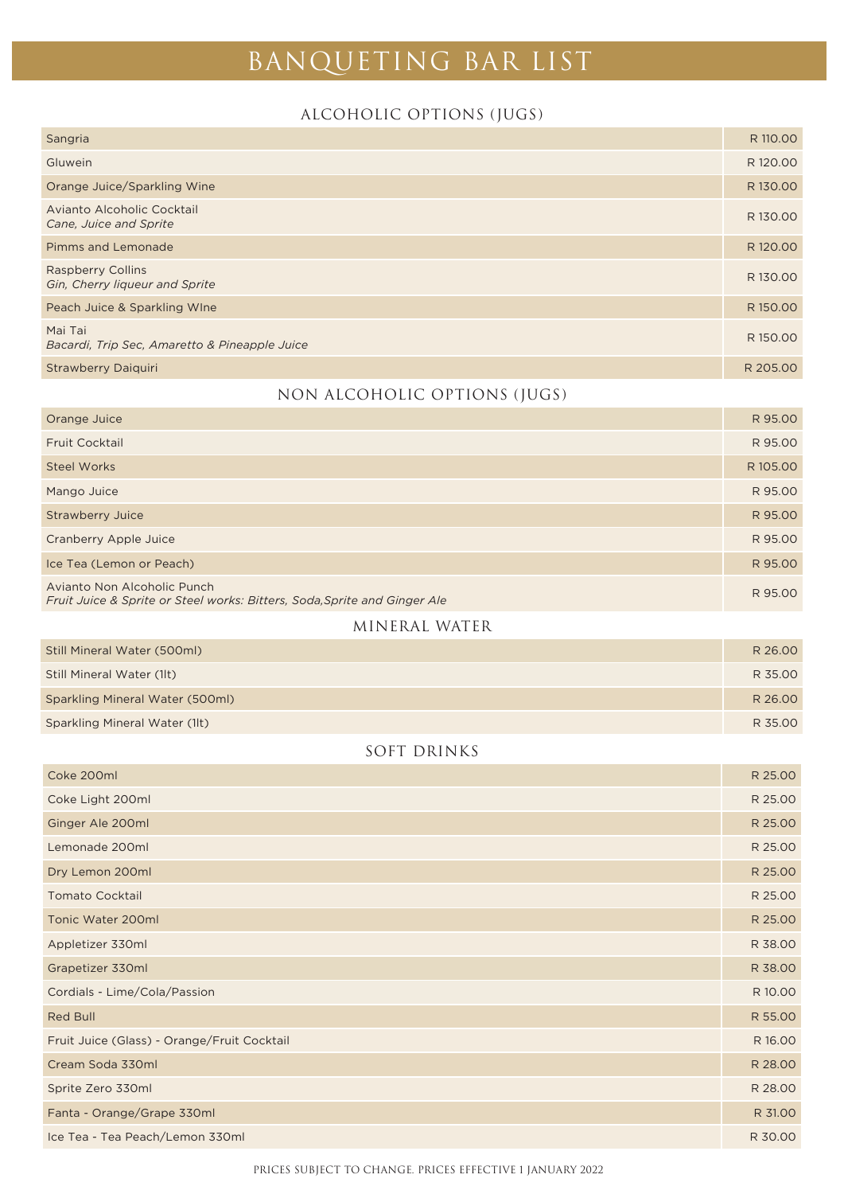# BANQUETING BAR LIST

## ALCOHOLIC OPTIONS (JUGS)

| Item | Price |
|---|---|
| Sangria | R 110.00 |
| Gluwein | R 120.00 |
| Orange Juice/Sparkling Wine | R 130.00 |
| Avianto Alcoholic Cocktail<br>*Cane, Juice and Sprite* | R 130.00 |
| Pimms and Lemonade | R 120.00 |
| Raspberry Collins<br>*Gin, Cherry liqueur and Sprite* | R 130.00 |
| Peach Juice & Sparkling WIne | R 150.00 |
| Mai Tai<br>*Bacardi, Trip Sec, Amaretto & Pineapple Juice* | R 150.00 |
| Strawberry Daiquiri | R 205.00 |

## NON ALCOHOLIC OPTIONS (JUGS)

| Item | Price |
|---|---|
| Orange Juice | R 95.00 |
| Fruit Cocktail | R 95.00 |
| Steel Works | R 105.00 |
| Mango Juice | R 95.00 |
| Strawberry Juice | R 95.00 |
| Cranberry Apple Juice | R 95.00 |
| Ice Tea (Lemon or Peach) | R 95.00 |
| Avianto Non Alcoholic Punch<br>*Fruit Juice & Sprite or Steel works: Bitters, Soda,Sprite and Ginger Ale* | R 95.00 |

## MINERAL WATER

| Item | Price |
|---|---|
| Still Mineral Water (500ml) | R 26.00 |
| Still Mineral Water (1lt) | R 35.00 |
| Sparkling Mineral Water (500ml) | R 26.00 |
| Sparkling Mineral Water (1lt) | R 35.00 |

## SOFT DRINKS

| Item | Price |
|---|---|
| Coke 200ml | R 25.00 |
| Coke Light 200ml | R 25.00 |
| Ginger Ale 200ml | R 25.00 |
| Lemonade 200ml | R 25.00 |
| Dry Lemon 200ml | R 25.00 |
| Tomato Cocktail | R 25.00 |
| Tonic Water 200ml | R 25.00 |
| Appletizer 330ml | R 38.00 |
| Grapetizer 330ml | R 38.00 |
| Cordials - Lime/Cola/Passion | R 10.00 |
| Red Bull | R 55.00 |
| Fruit Juice (Glass) - Orange/Fruit Cocktail | R 16.00 |
| Cream Soda 330ml | R 28.00 |
| Sprite Zero 330ml | R 28.00 |
| Fanta - Orange/Grape 330ml | R 31.00 |
| Ice Tea - Tea Peach/Lemon 330ml | R 30.00 |

PRICES SUBJECT TO CHANGE. PRICES EFFECTIVE 1 JANUARY 2022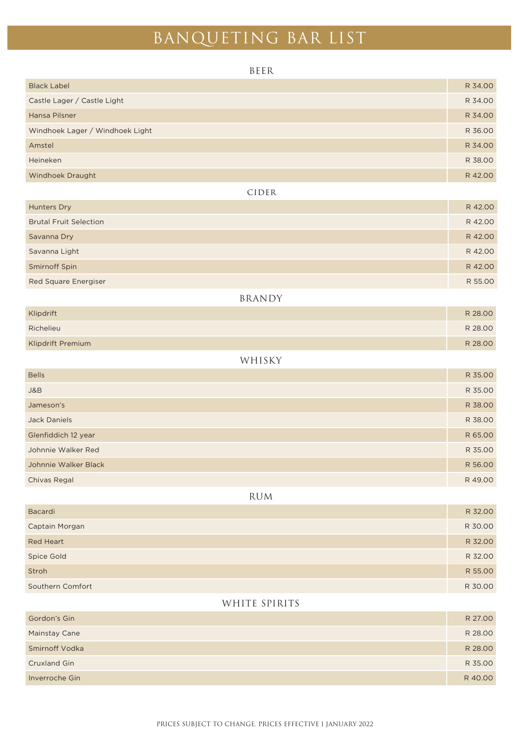# BANQUETING BAR LIST

## BEER

| Item | Price |
|---|---|
| Black Label | R 34.00 |
| Castle Lager / Castle Light | R 34.00 |
| Hansa Pilsner | R 34.00 |
| Windhoek Lager / Windhoek Light | R 36.00 |
| Amstel | R 34.00 |
| Heineken | R 38.00 |
| Windhoek Draught | R 42.00 |

## CIDER

| Item | Price |
|---|---|
| Hunters Dry | R 42.00 |
| Brutal Fruit Selection | R 42.00 |
| Savanna Dry | R 42.00 |
| Savanna Light | R 42.00 |
| Smirnoff Spin | R 42.00 |
| Red Square Energiser | R 55.00 |

## BRANDY

| Item | Price |
|---|---|
| Klipdrift | R 28.00 |
| Richelieu | R 28.00 |
| Klipdrift Premium | R 28.00 |

## WHISKY

| Item | Price |
|---|---|
| Bells | R 35.00 |
| J&B | R 35.00 |
| Jameson's | R 38.00 |
| Jack Daniels | R 38.00 |
| Glenfiddich 12 year | R 65.00 |
| Johnnie Walker Red | R 35.00 |
| Johnnie Walker Black | R 56.00 |
| Chivas Regal | R 49.00 |

## RUM

| Item | Price |
|---|---|
| Bacardi | R 32.00 |
| Captain Morgan | R 30.00 |
| Red Heart | R 32.00 |
| Spice Gold | R 32.00 |
| Stroh | R 55.00 |
| Southern Comfort | R 30.00 |

## WHITE SPIRITS

| Item | Price |
|---|---|
| Gordon's Gin | R 27.00 |
| Mainstay Cane | R 28.00 |
| Smirnoff Vodka | R 28.00 |
| Cruxland Gin | R 35.00 |
| Inverroche Gin | R 40.00 |

PRICES SUBJECT TO CHANGE. PRICES EFFECTIVE 1 JANUARY 2022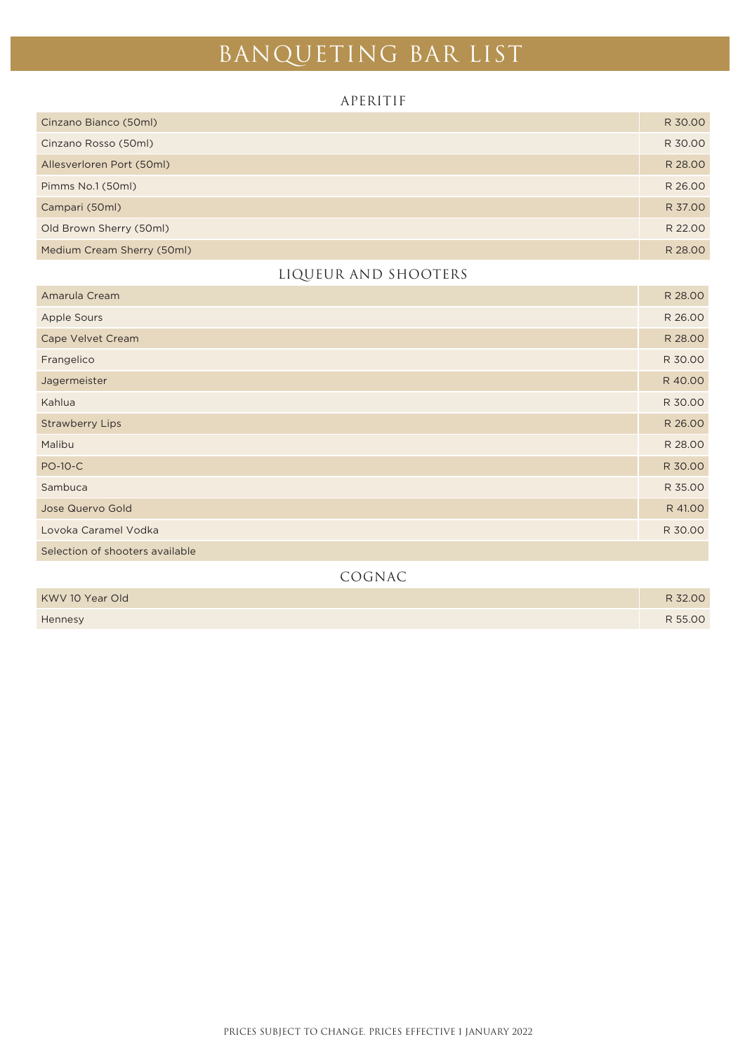# BANQUETING BAR LIST

## APERITIF

| | |
|---|---|
| Cinzano Bianco (50ml) | R 30.00 |
| Cinzano Rosso (50ml) | R 30.00 |
| Allesverloren Port (50ml) | R 28.00 |
| Pimms No.1 (50ml) | R 26.00 |
| Campari (50ml) | R 37.00 |
| Old Brown Sherry (50ml) | R 22.00 |
| Medium Cream Sherry (50ml) | R 28.00 |

## LIQUEUR AND SHOOTERS

| | |
|---|---|
| Amarula Cream | R 28.00 |
| Apple Sours | R 26.00 |
| Cape Velvet Cream | R 28.00 |
| Frangelico | R 30.00 |
| Jagermeister | R 40.00 |
| Kahlua | R 30.00 |
| Strawberry Lips | R 26.00 |
| Malibu | R 28.00 |
| PO-10-C | R 30.00 |
| Sambuca | R 35.00 |
| Jose Quervo Gold | R 41.00 |
| Lovoka Caramel Vodka | R 30.00 |
| Selection of shooters available | |

## COGNAC

| | |
|---|---|
| KWV 10 Year Old | R 32.00 |
| Hennesy | R 55.00 |

PRICES SUBJECT TO CHANGE. PRICES EFFECTIVE 1 JANUARY 2022